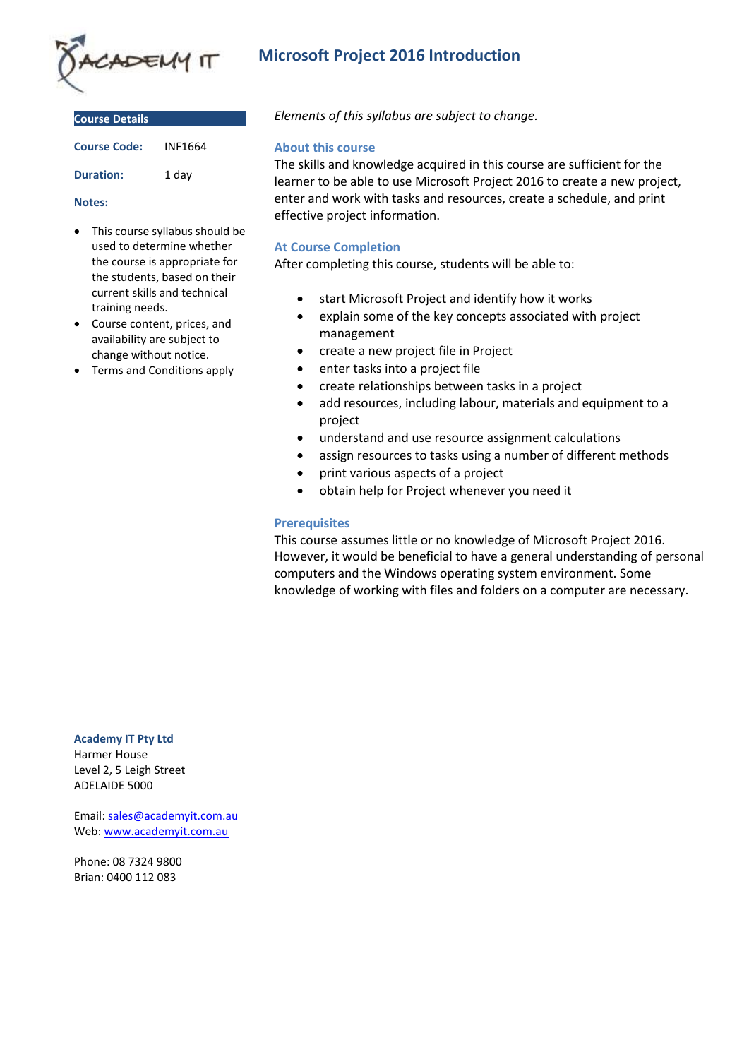# Microsoft Project 2016 Introduction

## Course Details

**Course Code:** INF1664

**Duration:** 1 day

**Notes:**

- This course syllabus should be used to determine whether the course is appropriate for the students, based on their current skills and technical training needs.
- Course content, prices, and availability are subject to change without notice.
- Terms and Conditions apply

*Elements of this syllabus are subject to change.*

### About this course

The skills and knowledge acquired in this course are sufficient for the learner to be able to use Microsoft Project 2016 to create a new project, enter and work with tasks and resources, create a schedule, and print effective project information.

### At Course Completion

After completing this course, students will be able to:

- start Microsoft Project and identify how it works
- explain some of the key concepts associated with project management
- create a new project file in Project
- enter tasks into a project file
- create relationships between tasks in a project
- add resources, including labour, materials and equipment to a project
- understand and use resource assignment calculations
- assign resources to tasks using a number of different methods
- print various aspects of a project
- obtain help for Project whenever you need it

### Prerequisites

This course assumes little or no knowledge of Microsoft Project 2016. However, it would be beneficial to have a general understanding of personal computers and the Windows operating system environment. Some knowledge of working with files and folders on a computer are necessary.

**Academy IT Pty Ltd**
Harmer House
Level 2, 5 Leigh Street
ADELAIDE 5000

Email: sales@academyit.com.au
Web: www.academyit.com.au

Phone: 08 7324 9800
Brian: 0400 112 083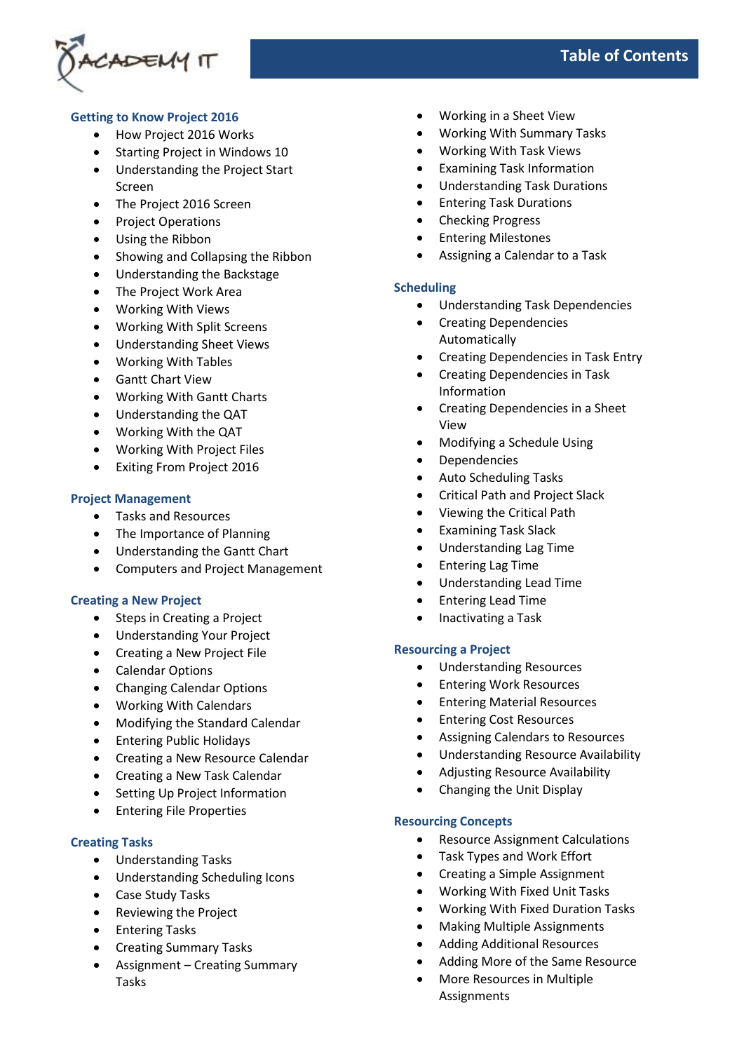# Table of Contents

## Getting to Know Project 2016

- How Project 2016 Works
- Starting Project in Windows 10
- Understanding the Project Start Screen
- The Project 2016 Screen
- Project Operations
- Using the Ribbon
- Showing and Collapsing the Ribbon
- Understanding the Backstage
- The Project Work Area
- Working With Views
- Working With Split Screens
- Understanding Sheet Views
- Working With Tables
- Gantt Chart View
- Working With Gantt Charts
- Understanding the QAT
- Working With the QAT
- Working With Project Files
- Exiting From Project 2016

## Project Management

- Tasks and Resources
- The Importance of Planning
- Understanding the Gantt Chart
- Computers and Project Management

## Creating a New Project

- Steps in Creating a Project
- Understanding Your Project
- Creating a New Project File
- Calendar Options
- Changing Calendar Options
- Working With Calendars
- Modifying the Standard Calendar
- Entering Public Holidays
- Creating a New Resource Calendar
- Creating a New Task Calendar
- Setting Up Project Information
- Entering File Properties

## Creating Tasks

- Understanding Tasks
- Understanding Scheduling Icons
- Case Study Tasks
- Reviewing the Project
- Entering Tasks
- Creating Summary Tasks
- Assignment – Creating Summary Tasks
- Working in a Sheet View
- Working With Summary Tasks
- Working With Task Views
- Examining Task Information
- Understanding Task Durations
- Entering Task Durations
- Checking Progress
- Entering Milestones
- Assigning a Calendar to a Task

## Scheduling

- Understanding Task Dependencies
- Creating Dependencies Automatically
- Creating Dependencies in Task Entry
- Creating Dependencies in Task Information
- Creating Dependencies in a Sheet View
- Modifying a Schedule Using
- Dependencies
- Auto Scheduling Tasks
- Critical Path and Project Slack
- Viewing the Critical Path
- Examining Task Slack
- Understanding Lag Time
- Entering Lag Time
- Understanding Lead Time
- Entering Lead Time
- Inactivating a Task

## Resourcing a Project

- Understanding Resources
- Entering Work Resources
- Entering Material Resources
- Entering Cost Resources
- Assigning Calendars to Resources
- Understanding Resource Availability
- Adjusting Resource Availability
- Changing the Unit Display

## Resourcing Concepts

- Resource Assignment Calculations
- Task Types and Work Effort
- Creating a Simple Assignment
- Working With Fixed Unit Tasks
- Working With Fixed Duration Tasks
- Making Multiple Assignments
- Adding Additional Resources
- Adding More of the Same Resource
- More Resources in Multiple Assignments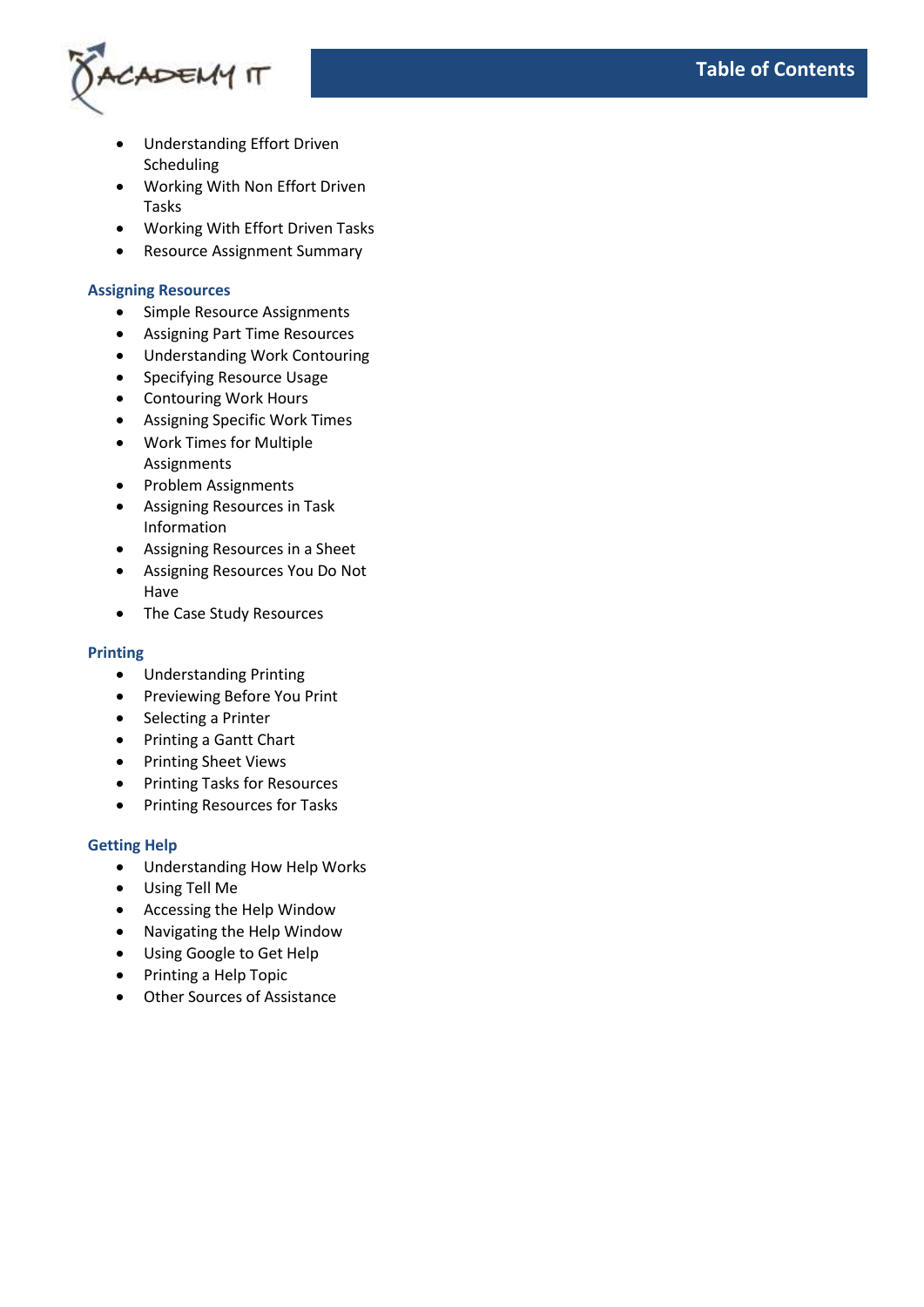- Understanding Effort Driven Scheduling
- Working With Non Effort Driven Tasks
- Working With Effort Driven Tasks
- Resource Assignment Summary

## Assigning Resources

- Simple Resource Assignments
- Assigning Part Time Resources
- Understanding Work Contouring
- Specifying Resource Usage
- Contouring Work Hours
- Assigning Specific Work Times
- Work Times for Multiple Assignments
- Problem Assignments
- Assigning Resources in Task Information
- Assigning Resources in a Sheet
- Assigning Resources You Do Not Have
- The Case Study Resources

## Printing

- Understanding Printing
- Previewing Before You Print
- Selecting a Printer
- Printing a Gantt Chart
- Printing Sheet Views
- Printing Tasks for Resources
- Printing Resources for Tasks

## Getting Help

- Understanding How Help Works
- Using Tell Me
- Accessing the Help Window
- Navigating the Help Window
- Using Google to Get Help
- Printing a Help Topic
- Other Sources of Assistance